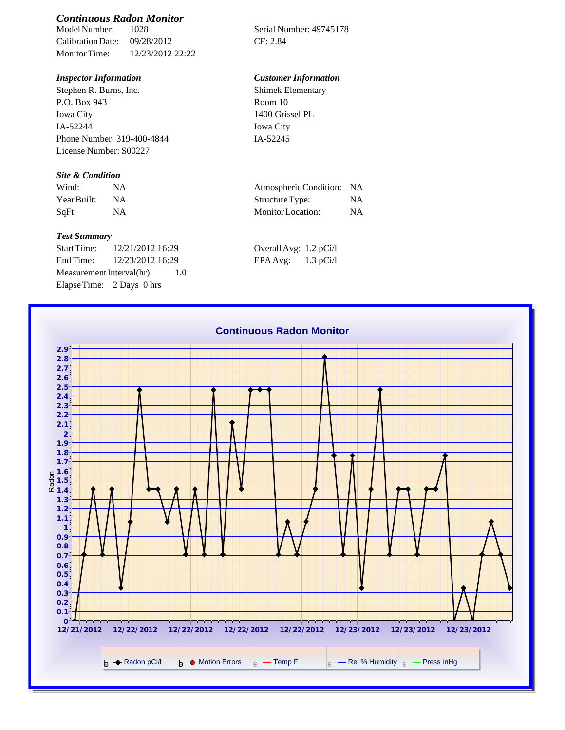## *Continuous Radon Monitor*

Model Number: 1028
Calibration Date: 09/28/2012
Monitor Time: 12/23/2012 22:22

Serial Number: 49745178
CF: 2.84

### *Inspector Information*

Stephen R. Burns, Inc.
P.O. Box 943
Iowa City
IA-52244
Phone Number: 319-400-4844
License Number: S00227

### *Customer Information*

Shimek Elementary
Room 10
1400 Grissel PL
Iowa City
IA-52245

### *Site & Condition*

| | | | |
|---|---|---|---|
| Wind: | NA | Atmospheric Condition: | NA |
| Year Built: | NA | Structure Type: | NA |
| SqFt: | NA | Monitor Location: | NA |

### *Test Summary*

Start Time: 12/21/2012 16:29
End Time: 12/23/2012 16:29
Measurement Interval(hr): 1.0
Elapse Time: 2 Days 0 hrs

Overall Avg: 1.2 pCi/l
EPA Avg: 1.3 pCi/l

**Continuous Radon Monitor**

Legend: Radon pCi/l, Motion Errors, Temp F, Rel % Humidity, Press inHg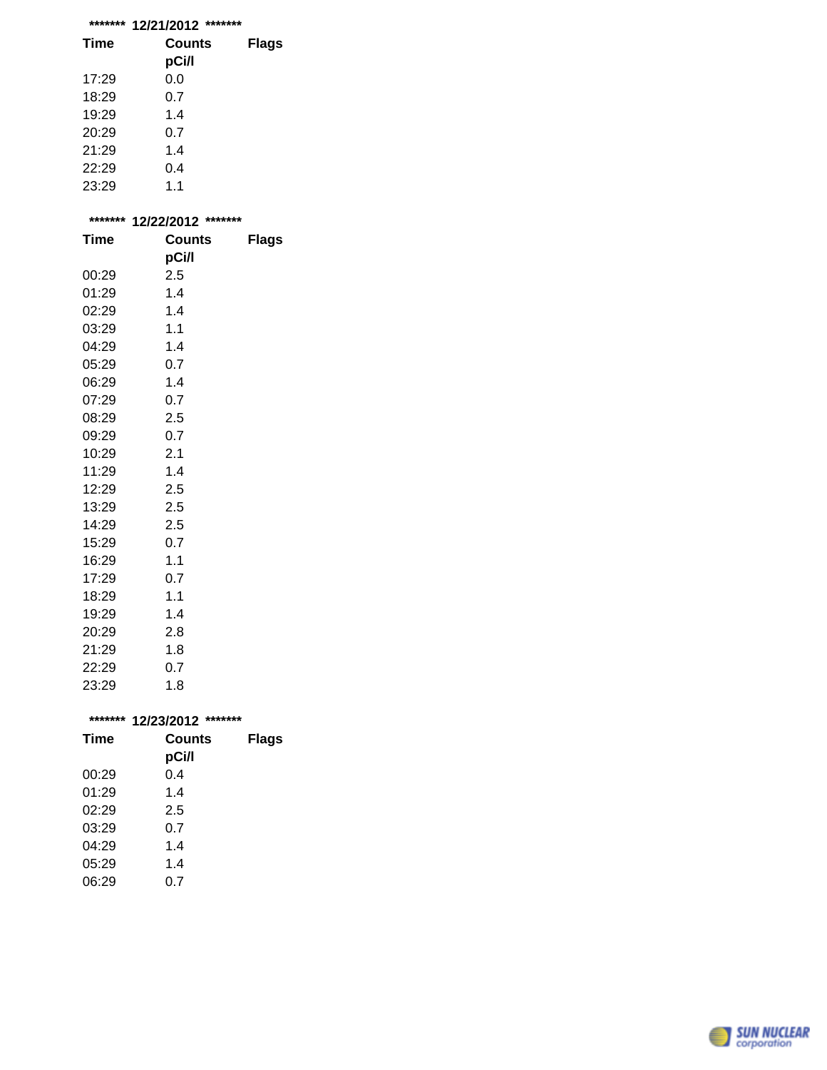******* 12/21/2012 *******

| Time | Counts pCi/l | Flags |
|---|---|---|
| 17:29 | 0.0 | |
| 18:29 | 0.7 | |
| 19:29 | 1.4 | |
| 20:29 | 0.7 | |
| 21:29 | 1.4 | |
| 22:29 | 0.4 | |
| 23:29 | 1.1 | |

******* 12/22/2012 *******

| Time | Counts pCi/l | Flags |
|---|---|---|
| 00:29 | 2.5 | |
| 01:29 | 1.4 | |
| 02:29 | 1.4 | |
| 03:29 | 1.1 | |
| 04:29 | 1.4 | |
| 05:29 | 0.7 | |
| 06:29 | 1.4 | |
| 07:29 | 0.7 | |
| 08:29 | 2.5 | |
| 09:29 | 0.7 | |
| 10:29 | 2.1 | |
| 11:29 | 1.4 | |
| 12:29 | 2.5 | |
| 13:29 | 2.5 | |
| 14:29 | 2.5 | |
| 15:29 | 0.7 | |
| 16:29 | 1.1 | |
| 17:29 | 0.7 | |
| 18:29 | 1.1 | |
| 19:29 | 1.4 | |
| 20:29 | 2.8 | |
| 21:29 | 1.8 | |
| 22:29 | 0.7 | |
| 23:29 | 1.8 | |

******* 12/23/2012 *******

| Time | Counts pCi/l | Flags |
|---|---|---|
| 00:29 | 0.4 | |
| 01:29 | 1.4 | |
| 02:29 | 2.5 | |
| 03:29 | 0.7 | |
| 04:29 | 1.4 | |
| 05:29 | 1.4 | |
| 06:29 | 0.7 | |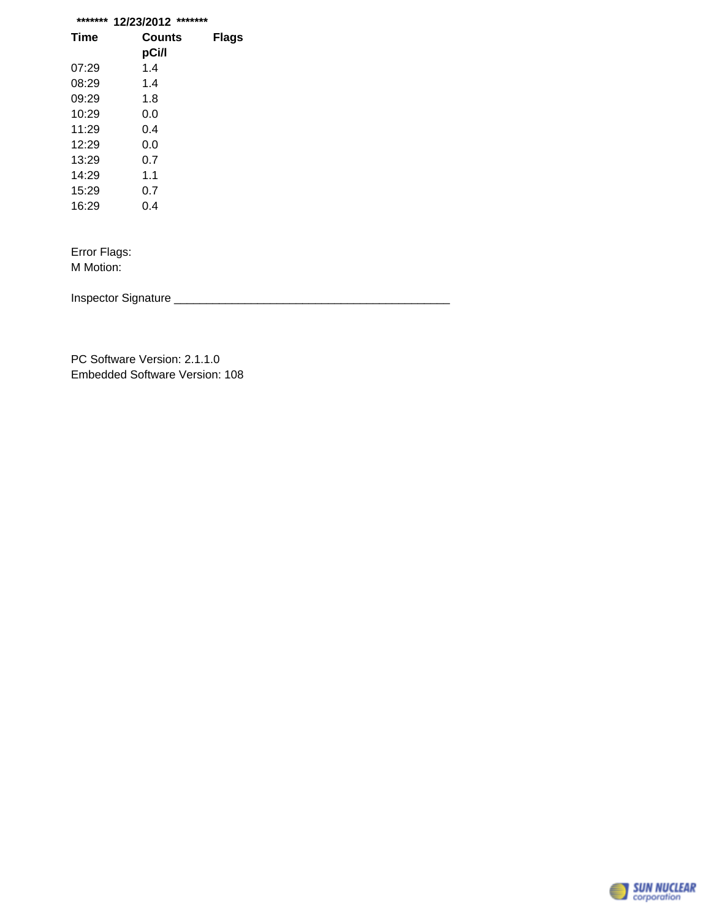**\*\*\*\*\*\*\* 12/23/2012 \*\*\*\*\*\*\***

| Time | Counts pCi/l | Flags |
| --- | --- | --- |
| 07:29 | 1.4 | |
| 08:29 | 1.4 | |
| 09:29 | 1.8 | |
| 10:29 | 0.0 | |
| 11:29 | 0.4 | |
| 12:29 | 0.0 | |
| 13:29 | 0.7 | |
| 14:29 | 1.1 | |
| 15:29 | 0.7 | |
| 16:29 | 0.4 | |

Error Flags:
M Motion:

Inspector Signature ___________________________________________

PC Software Version: 2.1.1.0
Embedded Software Version: 108

SUN NUCLEAR corporation